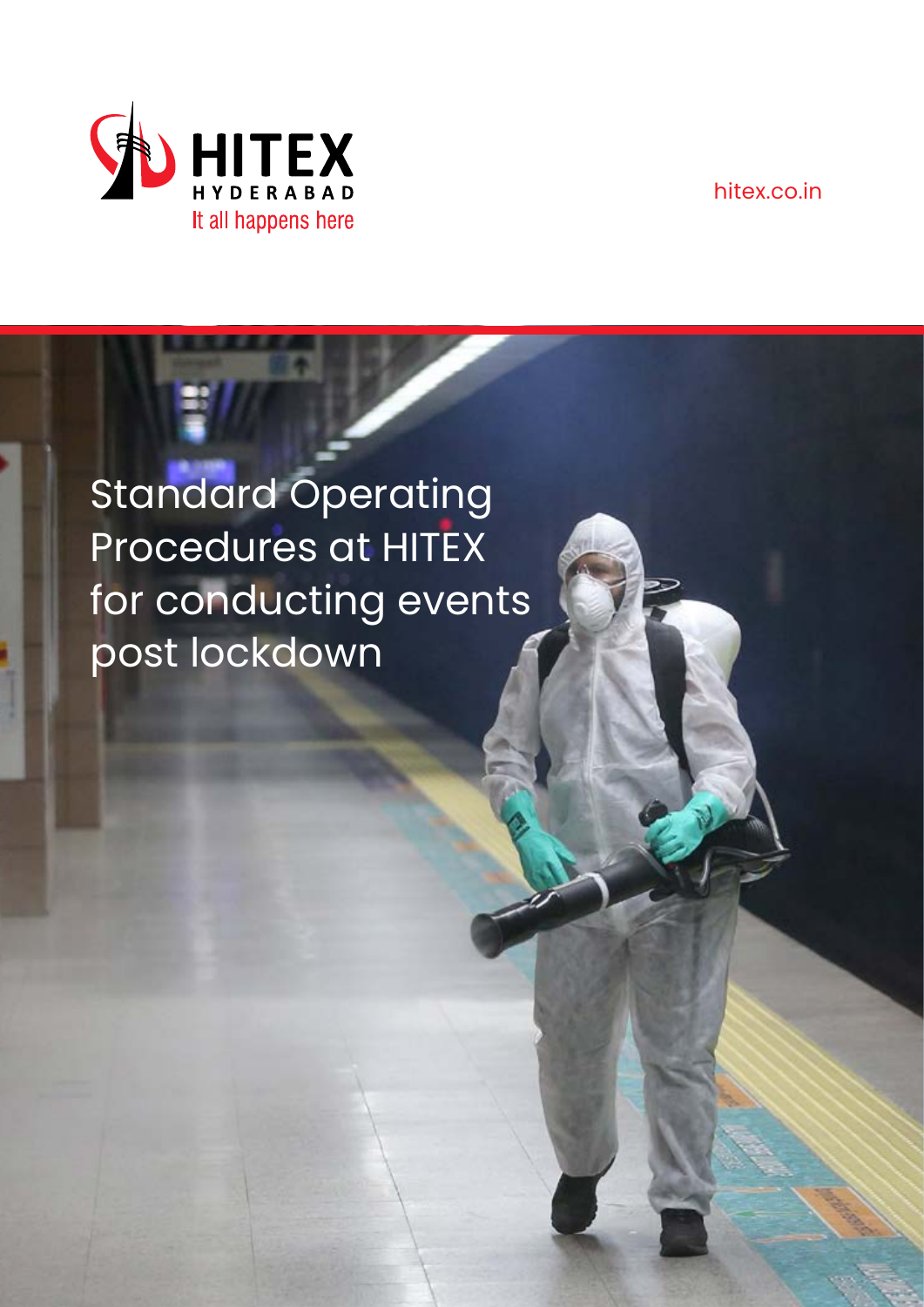HITEX

HYDERABAD

It all happens here

hitex.co.in

# Standard Operating Procedures at HITEX for conducting events post lockdown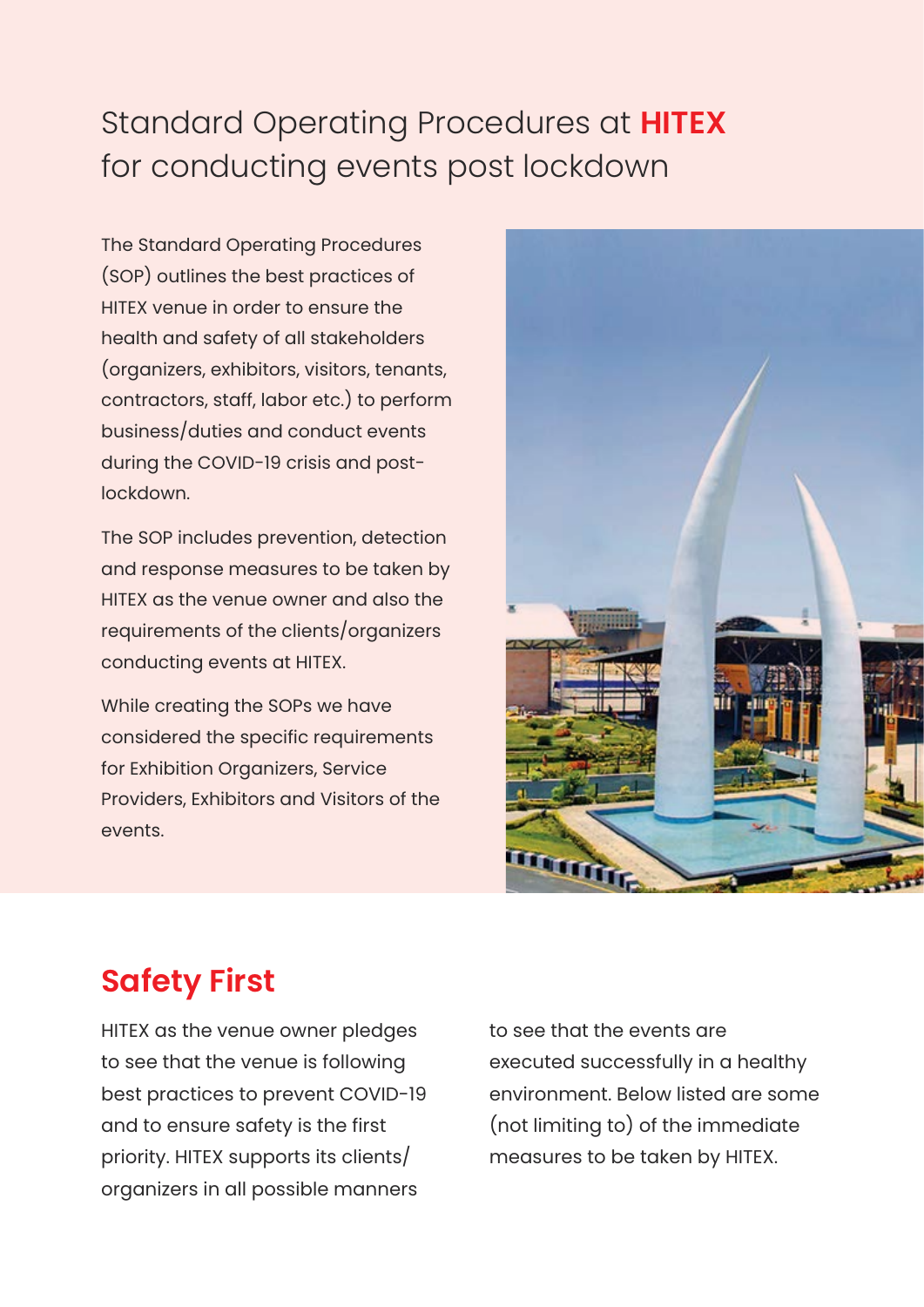# Standard Operating Procedures at **HITEX** for conducting events post lockdown

The Standard Operating Procedures (SOP) outlines the best practices of HITEX venue in order to ensure the health and safety of all stakeholders (organizers, exhibitors, visitors, tenants, contractors, staff, labor etc.) to perform business/duties and conduct events during the COVID-19 crisis and post-lockdown.

The SOP includes prevention, detection and response measures to be taken by HITEX as the venue owner and also the requirements of the clients/organizers conducting events at HITEX.

While creating the SOPs we have considered the specific requirements for Exhibition Organizers, Service Providers, Exhibitors and Visitors of the events.

## Safety First

HITEX as the venue owner pledges to see that the venue is following best practices to prevent COVID-19 and to ensure safety is the first priority. HITEX supports its clients/organizers in all possible manners to see that the events are executed successfully in a healthy environment. Below listed are some (not limiting to) of the immediate measures to be taken by HITEX.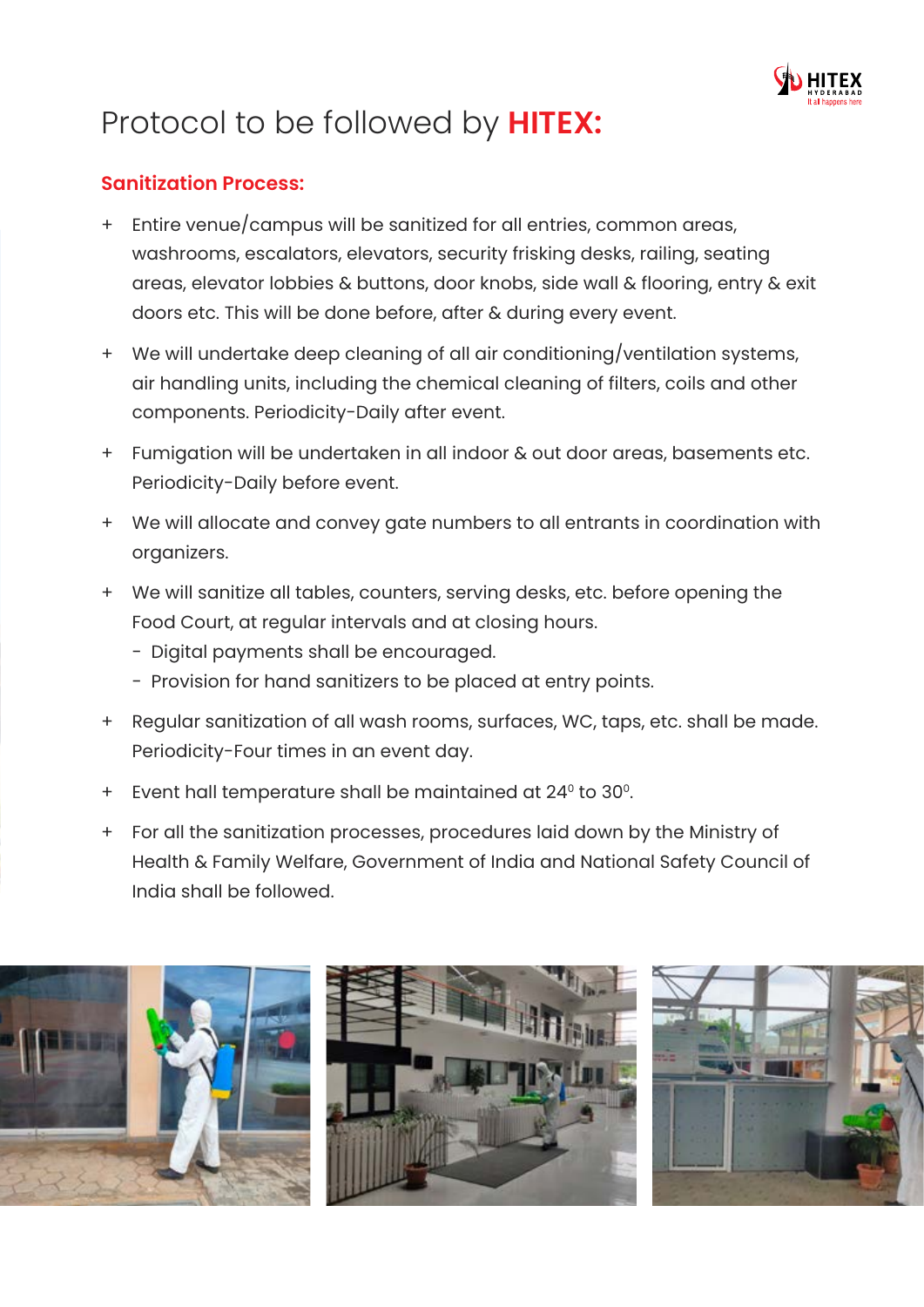# Protocol to be followed by **HITEX:**

## Sanitization Process:

- Entire venue/campus will be sanitized for all entries, common areas, washrooms, escalators, elevators, security frisking desks, railing, seating areas, elevator lobbies & buttons, door knobs, side wall & flooring, entry & exit doors etc. This will be done before, after & during every event.
- We will undertake deep cleaning of all air conditioning/ventilation systems, air handling units, including the chemical cleaning of filters, coils and other components. Periodicity-Daily after event.
- Fumigation will be undertaken in all indoor & out door areas, basements etc. Periodicity-Daily before event.
- We will allocate and convey gate numbers to all entrants in coordination with organizers.
- We will sanitize all tables, counters, serving desks, etc. before opening the Food Court, at regular intervals and at closing hours.
  - Digital payments shall be encouraged.
  - Provision for hand sanitizers to be placed at entry points.
- Regular sanitization of all wash rooms, surfaces, WC, taps, etc. shall be made. Periodicity-Four times in an event day.
- Event hall temperature shall be maintained at $24^0$ to $30^0$.
- For all the sanitization processes, procedures laid down by the Ministry of Health & Family Welfare, Government of India and National Safety Council of India shall be followed.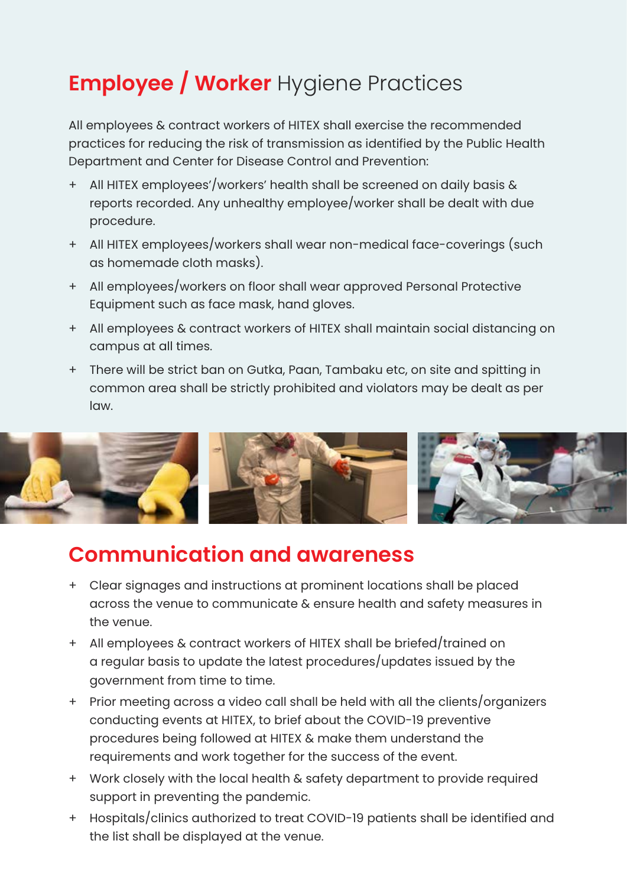## **Employee / Worker** Hygiene Practices

All employees & contract workers of HITEX shall exercise the recommended practices for reducing the risk of transmission as identified by the Public Health Department and Center for Disease Control and Prevention:

+ All HITEX employees'/workers' health shall be screened on daily basis & reports recorded. Any unhealthy employee/worker shall be dealt with due procedure.
+ All HITEX employees/workers shall wear non-medical face-coverings (such as homemade cloth masks).
+ All employees/workers on floor shall wear approved Personal Protective Equipment such as face mask, hand gloves.
+ All employees & contract workers of HITEX shall maintain social distancing on campus at all times.
+ There will be strict ban on Gutka, Paan, Tambaku etc, on site and spitting in common area shall be strictly prohibited and violators may be dealt as per law.

## Communication and awareness

+ Clear signages and instructions at prominent locations shall be placed across the venue to communicate & ensure health and safety measures in the venue.
+ All employees & contract workers of HITEX shall be briefed/trained on a regular basis to update the latest procedures/updates issued by the government from time to time.
+ Prior meeting across a video call shall be held with all the clients/organizers conducting events at HITEX, to brief about the COVID-19 preventive procedures being followed at HITEX & make them understand the requirements and work together for the success of the event.
+ Work closely with the local health & safety department to provide required support in preventing the pandemic.
+ Hospitals/clinics authorized to treat COVID-19 patients shall be identified and the list shall be displayed at the venue.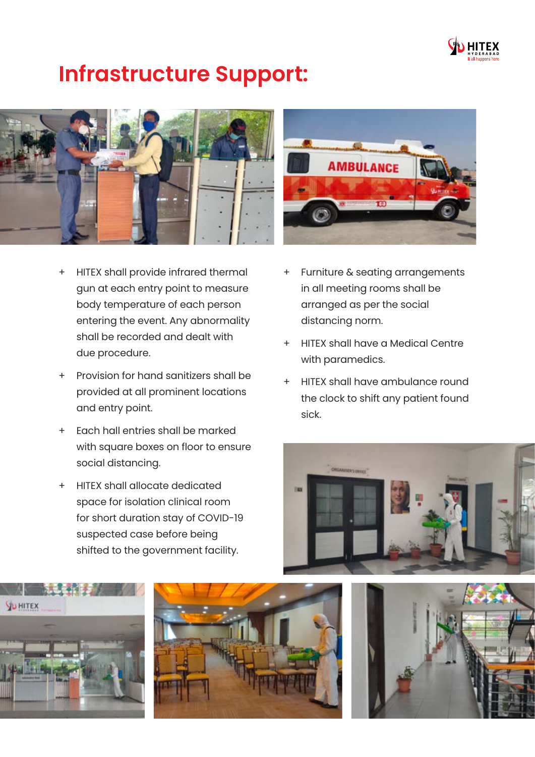# Infrastructure Support:

- HITEX shall provide infrared thermal gun at each entry point to measure body temperature of each person entering the event. Any abnormality shall be recorded and dealt with due procedure.
- Provision for hand sanitizers shall be provided at all prominent locations and entry point.
- Each hall entries shall be marked with square boxes on floor to ensure social distancing.
- HITEX shall allocate dedicated space for isolation clinical room for short duration stay of COVID-19 suspected case before being shifted to the government facility.
- Furniture & seating arrangements in all meeting rooms shall be arranged as per the social distancing norm.
- HITEX shall have a Medical Centre with paramedics.
- HITEX shall have ambulance round the clock to shift any patient found sick.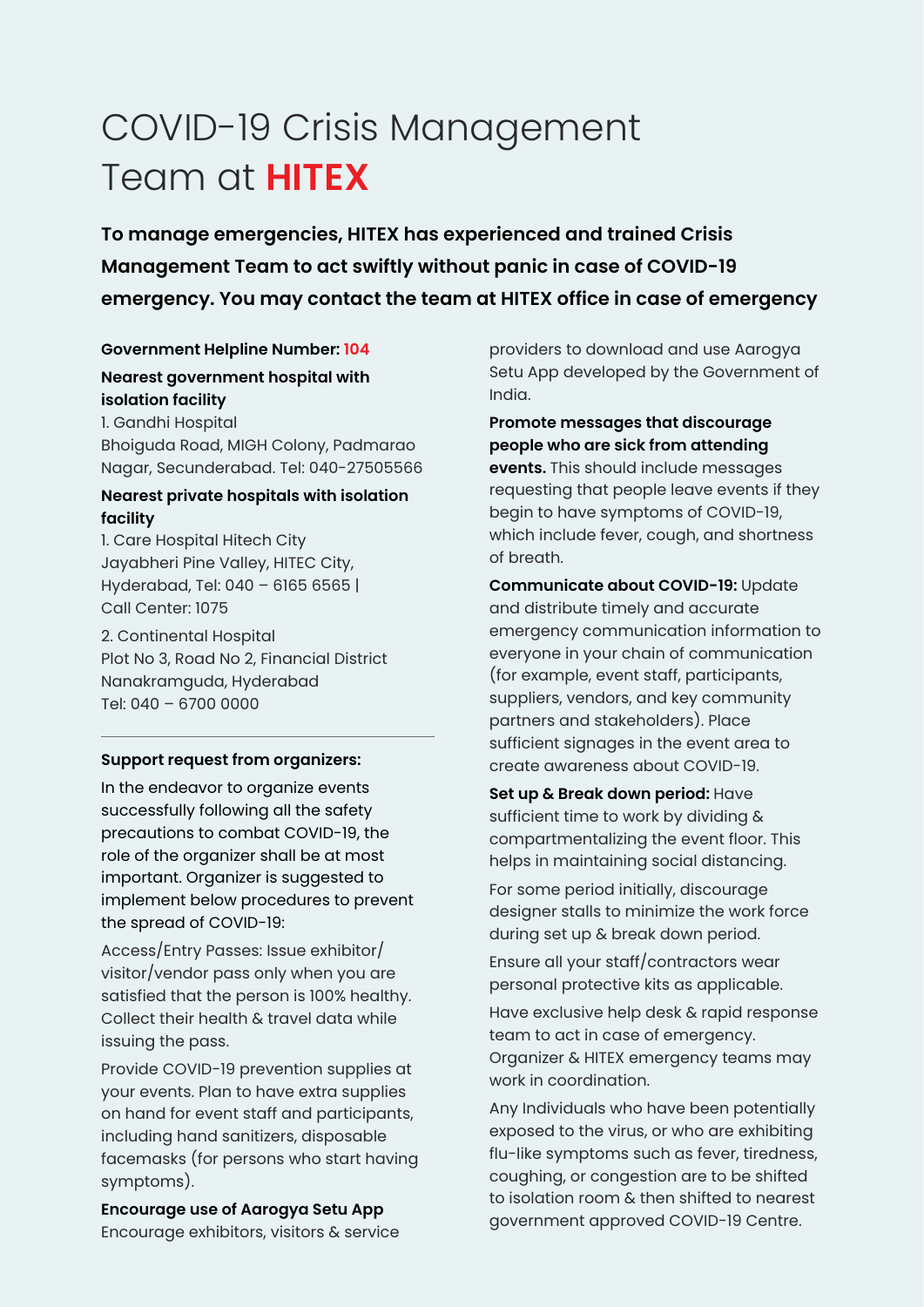# COVID-19 Crisis Management Team at HITEX

**To manage emergencies, HITEX has experienced and trained Crisis Management Team to act swiftly without panic in case of COVID-19 emergency. You may contact the team at HITEX office in case of emergency**

**Government Helpline Number: 104**

**Nearest government hospital with isolation facility**

1. Gandhi Hospital
Bhoiguda Road, MIGH Colony, Padmarao Nagar, Secunderabad. Tel: 040-27505566

**Nearest private hospitals with isolation facility**

1. Care Hospital Hitech City
Jayabheri Pine Valley, HITEC City, Hyderabad, Tel: 040 – 6165 6565 | Call Center: 1075

2. Continental Hospital
Plot No 3, Road No 2, Financial District Nanakramguda, Hyderabad
Tel: 040 – 6700 0000

---

**Support request from organizers:**

In the endeavor to organize events successfully following all the safety precautions to combat COVID-19, the role of the organizer shall be at most important. Organizer is suggested to implement below procedures to prevent the spread of COVID-19:

Access/Entry Passes: Issue exhibitor/visitor/vendor pass only when you are satisfied that the person is 100% healthy. Collect their health & travel data while issuing the pass.

Provide COVID-19 prevention supplies at your events. Plan to have extra supplies on hand for event staff and participants, including hand sanitizers, disposable facemasks (for persons who start having symptoms).

**Encourage use of Aarogya Setu App**
Encourage exhibitors, visitors & service providers to download and use Aarogya Setu App developed by the Government of India.

**Promote messages that discourage people who are sick from attending events.** This should include messages requesting that people leave events if they begin to have symptoms of COVID-19, which include fever, cough, and shortness of breath.

**Communicate about COVID-19:** Update and distribute timely and accurate emergency communication information to everyone in your chain of communication (for example, event staff, participants, suppliers, vendors, and key community partners and stakeholders). Place sufficient signages in the event area to create awareness about COVID-19.

**Set up & Break down period:** Have sufficient time to work by dividing & compartmentalizing the event floor. This helps in maintaining social distancing.

For some period initially, discourage designer stalls to minimize the work force during set up & break down period.

Ensure all your staff/contractors wear personal protective kits as applicable.

Have exclusive help desk & rapid response team to act in case of emergency. Organizer & HITEX emergency teams may work in coordination.

Any Individuals who have been potentially exposed to the virus, or who are exhibiting flu-like symptoms such as fever, tiredness, coughing, or congestion are to be shifted to isolation room & then shifted to nearest government approved COVID-19 Centre.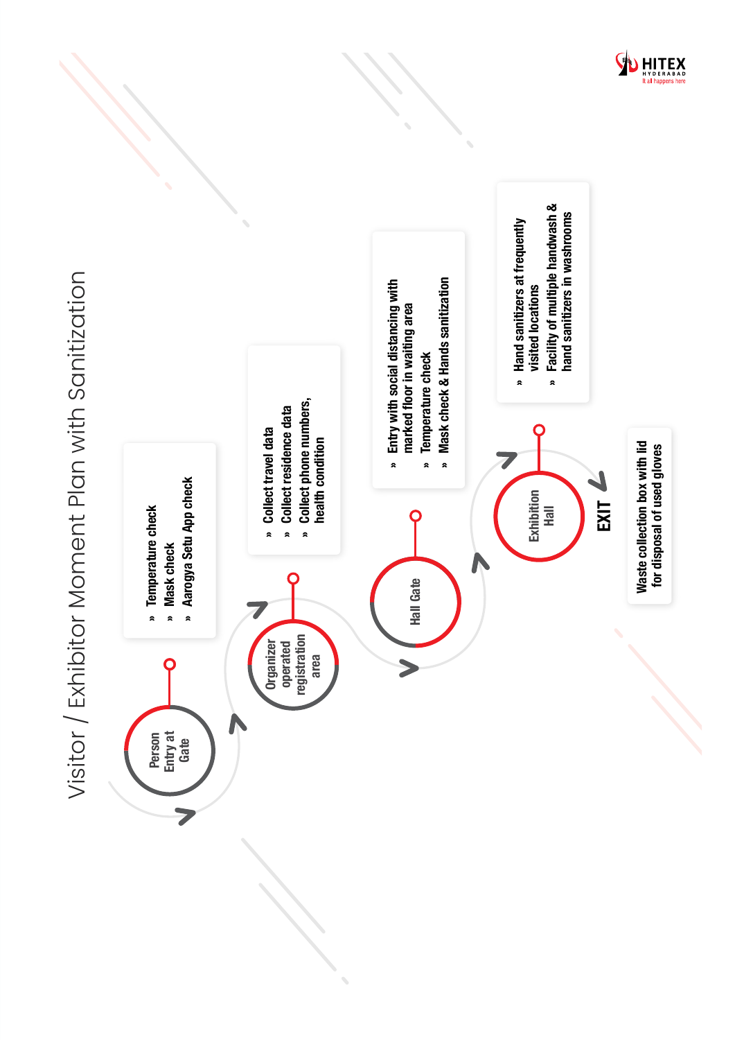# Visitor / Exhibitor Moment Plan with Sanitization

**Person Entry at Gate**

- Temperature check
- Mask check
- Aarogya Setu App check

**Organizer operated registration area**

- Collect travel data
- Collect residence data
- Collect phone numbers, health condition

**Hall Gate**

- Entry with social distancing with marked floor in waiting area
- Temperature check
- Mask check & Hands sanitization

**Exhibition Hall**

- Hand sanitizers at frequently visited locations
- Facility of multiple handwash & hand sanitizers in washrooms

**EXIT**

Waste collection box with lid for disposal of used gloves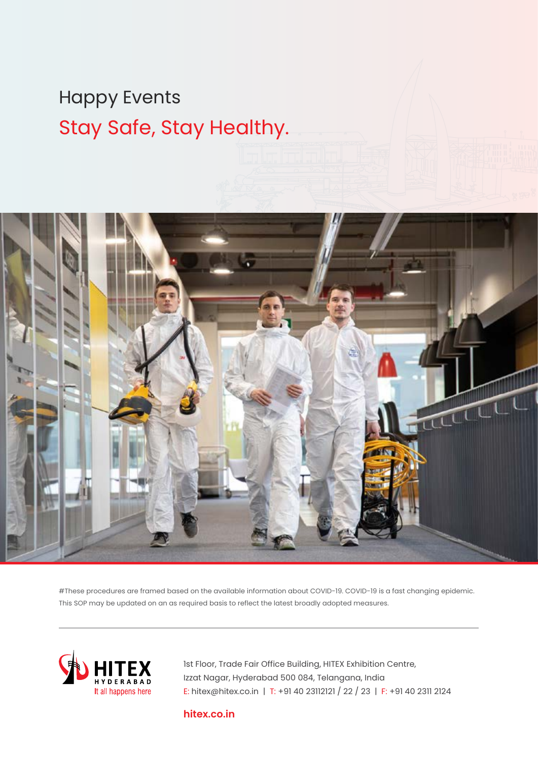Happy Events

Stay Safe, Stay Healthy.

#These procedures are framed based on the available information about COVID-19. COVID-19 is a fast changing epidemic. This SOP may be updated on an as required basis to reflect the latest broadly adopted measures.

HITEX HYDERABAD
It all happens here

1st Floor, Trade Fair Office Building, HITEX Exhibition Centre,
Izzat Nagar, Hyderabad 500 084, Telangana, India
E: hitex@hitex.co.in | T: +91 40 23112121 / 22 / 23 | F: +91 40 2311 2124

**hitex.co.in**